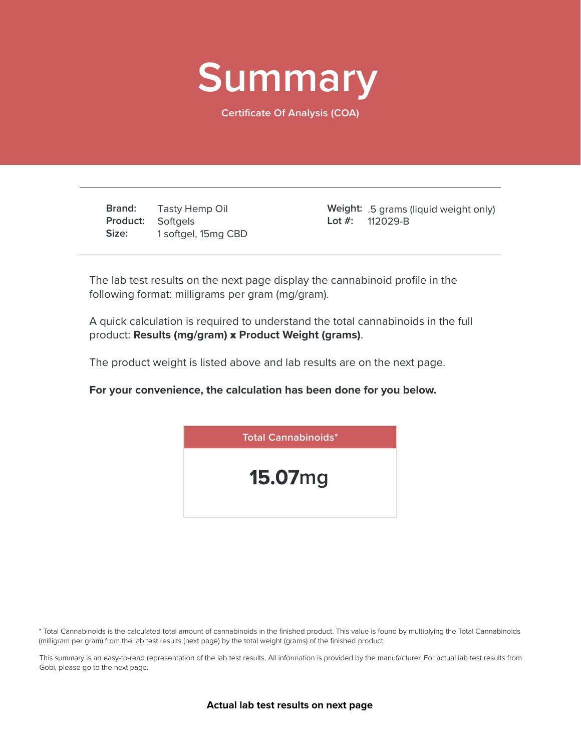# Summary

Certificate Of Analysis (COA)

| | | | |
|---|---|---|---|
| **Brand:** | Tasty Hemp Oil | **Weight:** | .5 grams (liquid weight only) |
| **Product:** | Softgels | **Lot #:** | 112029-B |
| **Size:** | 1 softgel, 15mg CBD | | |

The lab test results on the next page display the cannabinoid profile in the following format: milligrams per gram (mg/gram).

A quick calculation is required to understand the total cannabinoids in the full product: **Results (mg/gram) x Product Weight (grams)**.

The product weight is listed above and lab results are on the next page.

**For your convenience, the calculation has been done for you below.**

| Total Cannabinoids* |
|---|
| **15.07**mg |

* Total Cannabinoids is the calculated total amount of cannabinoids in the finished product. This value is found by multiplying the Total Cannabinoids (milligram per gram) from the lab test results (next page) by the total weight (grams) of the finished product.

This summary is an easy-to-read representation of the lab test results. All information is provided by the manufacturer. For actual lab test results from Gobi, please go to the next page.

**Actual lab test results on next page**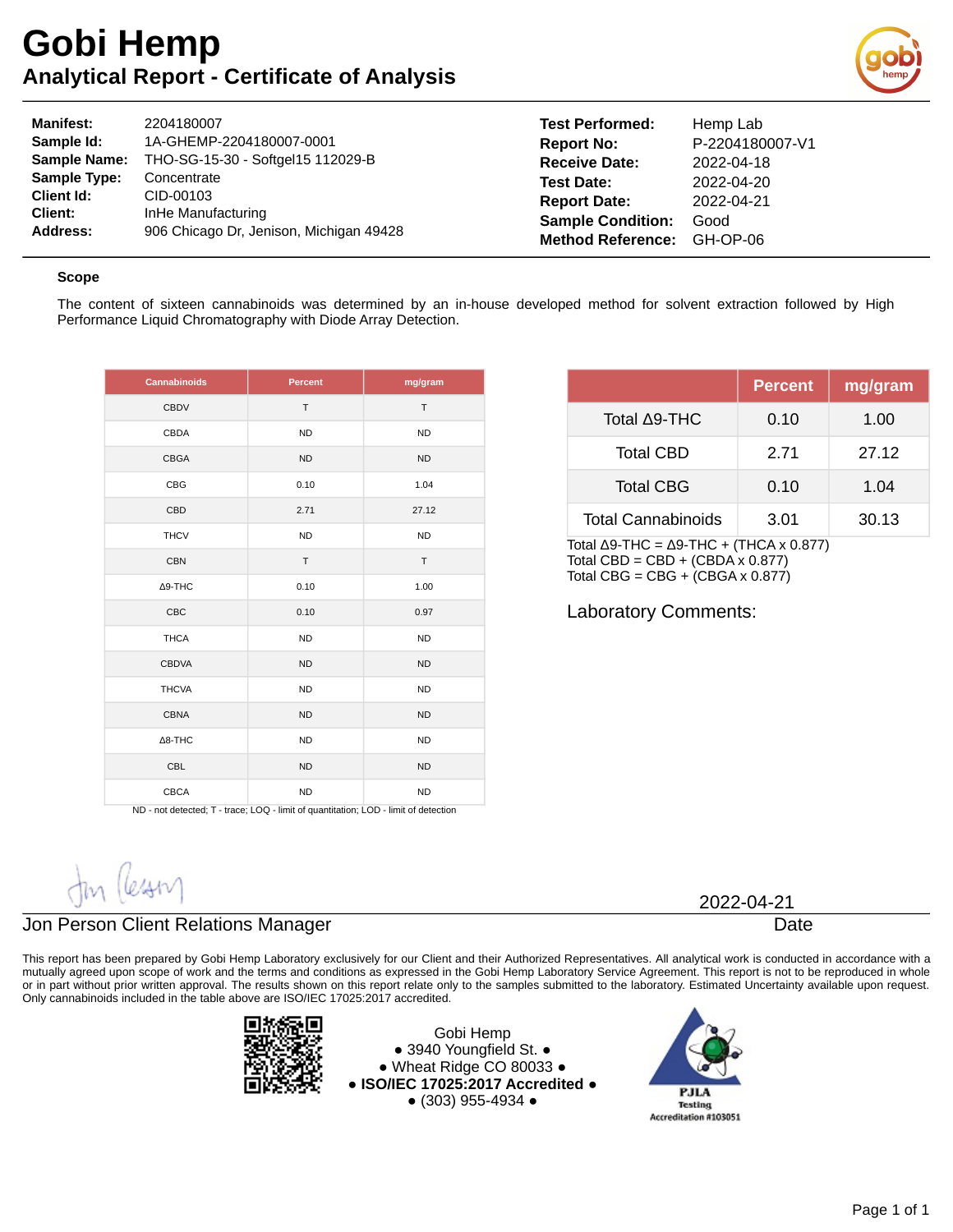# Gobi Hemp

## Analytical Report - Certificate of Analysis

| | |
|---|---|
| **Manifest:** | 2204180007 |
| **Sample Id:** | 1A-GHEMP-2204180007-0001 |
| **Sample Name:** | THO-SG-15-30 - Softgel15 112029-B |
| **Sample Type:** | Concentrate |
| **Client Id:** | CID-00103 |
| **Client:** | InHe Manufacturing |
| **Address:** | 906 Chicago Dr, Jenison, Michigan 49428 |

| | |
|---|---|
| **Test Performed:** | Hemp Lab |
| **Report No:** | P-2204180007-V1 |
| **Receive Date:** | 2022-04-18 |
| **Test Date:** | 2022-04-20 |
| **Report Date:** | 2022-04-21 |
| **Sample Condition:** | Good |
| **Method Reference:** | GH-OP-06 |

### Scope

The content of sixteen cannabinoids was determined by an in-house developed method for solvent extraction followed by High Performance Liquid Chromatography with Diode Array Detection.

| Cannabinoids | Percent | mg/gram |
|---|---|---|
| CBDV | T | T |
| CBDA | ND | ND |
| CBGA | ND | ND |
| CBG | 0.10 | 1.04 |
| CBD | 2.71 | 27.12 |
| THCV | ND | ND |
| CBN | T | T |
| Δ9-THC | 0.10 | 1.00 |
| CBC | 0.10 | 0.97 |
| THCA | ND | ND |
| CBDVA | ND | ND |
| THCVA | ND | ND |
| CBNA | ND | ND |
| Δ8-THC | ND | ND |
| CBL | ND | ND |
| CBCA | ND | ND |

ND - not detected; T - trace; LOQ - limit of quantitation; LOD - limit of detection

| | Percent | mg/gram |
|---|---|---|
| Total Δ9-THC | 0.10 | 1.00 |
| Total CBD | 2.71 | 27.12 |
| Total CBG | 0.10 | 1.04 |
| Total Cannabinoids | 3.01 | 30.13 |

Total Δ9-THC = Δ9-THC + (THCA x 0.877)
Total CBD = CBD + (CBDA x 0.877)
Total CBG = CBG + (CBGA x 0.877)

Laboratory Comments:

Jon Person Client Relations Manager

2022-04-21
Date

This report has been prepared by Gobi Hemp Laboratory exclusively for our Client and their Authorized Representatives. All analytical work is conducted in accordance with a mutually agreed upon scope of work and the terms and conditions as expressed in the Gobi Hemp Laboratory Service Agreement. This report is not to be reproduced in whole or in part without prior written approval. The results shown on this report relate only to the samples submitted to the laboratory. Estimated Uncertainty available upon request. Only cannabinoids included in the table above are ISO/IEC 17025:2017 accredited.

Gobi Hemp
• 3940 Youngfield St. •
• Wheat Ridge CO 80033 •
• **ISO/IEC 17025:2017 Accredited** •
• (303) 955-4934 •

PJLA Testing Accreditation #103051